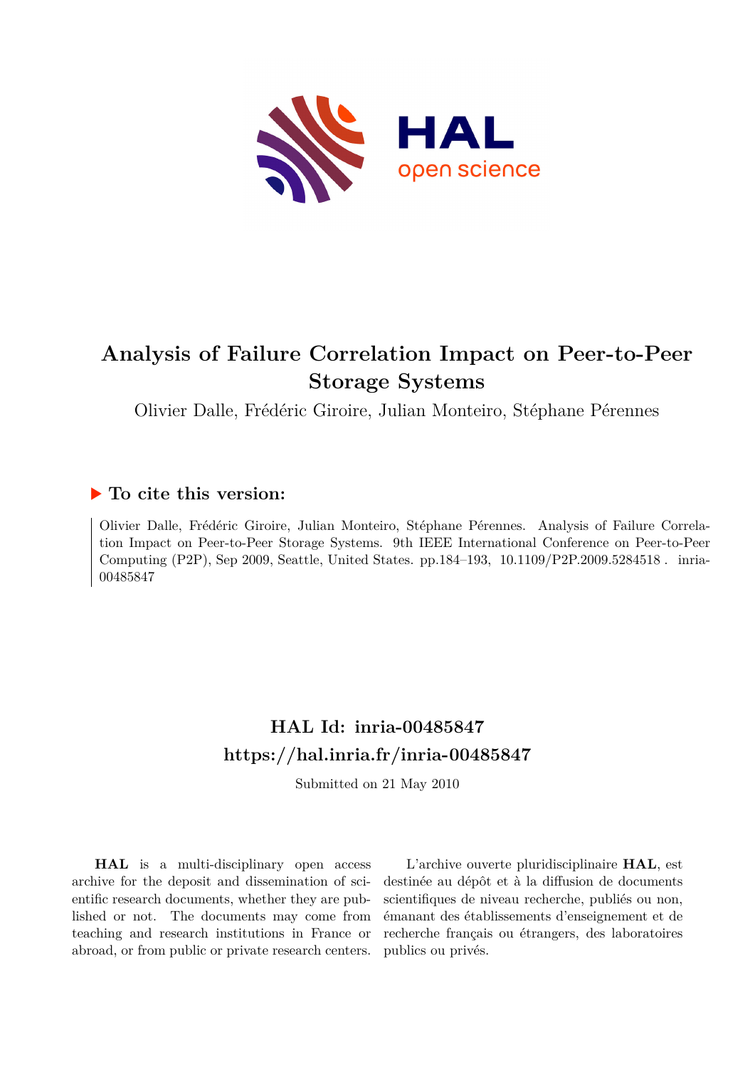# Analysis of Failure Correlation Impact on Peer-to-Peer Storage Systems

Olivier Dalle, Frédéric Giroire, Julian Monteiro, Stéphane Pérennes

## ▶ To cite this version:

Olivier Dalle, Frédéric Giroire, Julian Monteiro, Stéphane Pérennes. Analysis of Failure Correlation Impact on Peer-to-Peer Storage Systems. 9th IEEE International Conference on Peer-to-Peer Computing (P2P), Sep 2009, Seattle, United States. pp.184–193, 10.1109/P2P.2009.5284518 . inria-00485847

## HAL Id: inria-00485847
## https://hal.inria.fr/inria-00485847

Submitted on 21 May 2010

**HAL** is a multi-disciplinary open access archive for the deposit and dissemination of scientific research documents, whether they are published or not. The documents may come from teaching and research institutions in France or abroad, or from public or private research centers.

L'archive ouverte pluridisciplinaire **HAL**, est destinée au dépôt et à la diffusion de documents scientifiques de niveau recherche, publiés ou non, émanant des établissements d'enseignement et de recherche français ou étrangers, des laboratoires publics ou privés.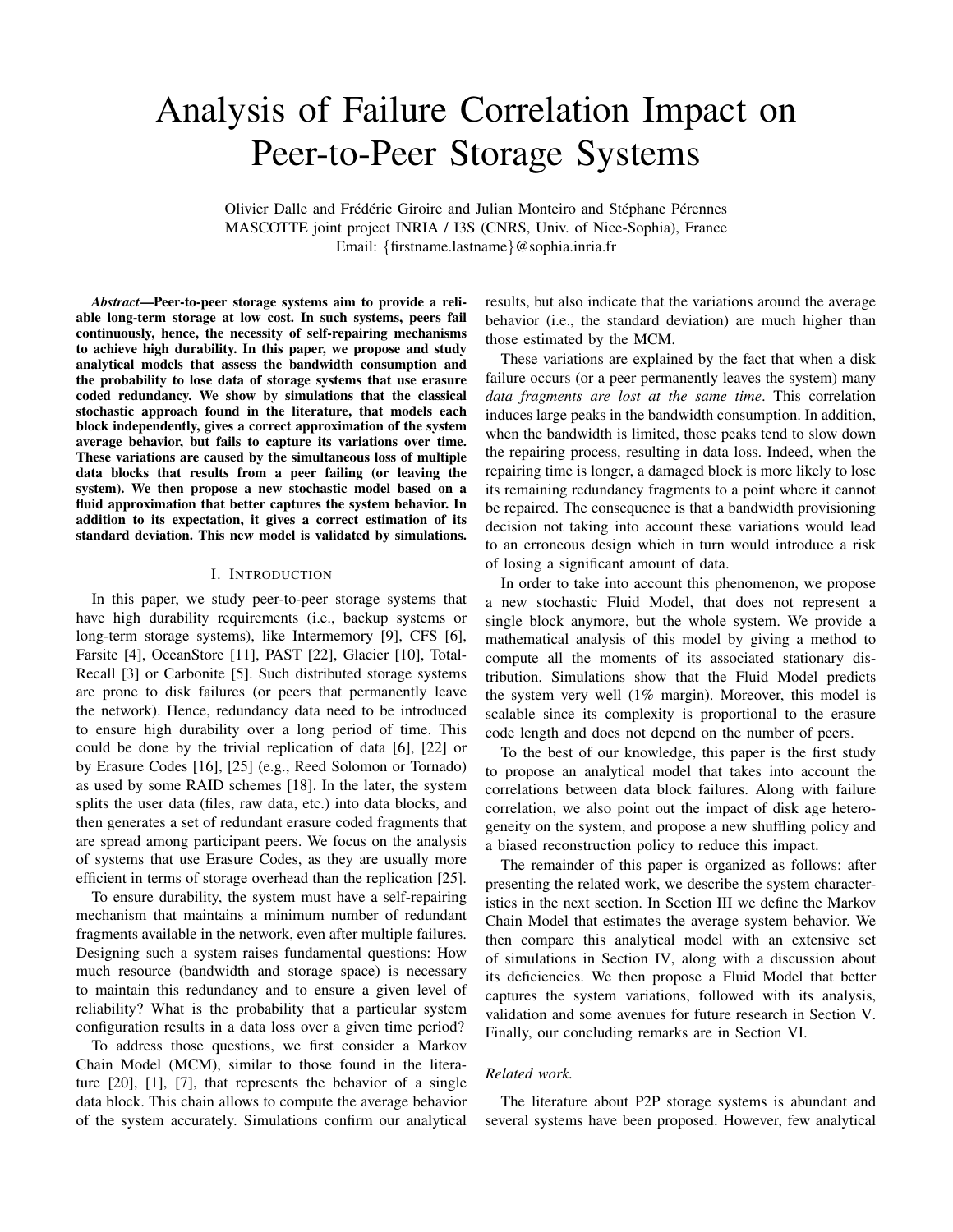# Analysis of Failure Correlation Impact on Peer-to-Peer Storage Systems

Olivier Dalle and Frédéric Giroire and Julian Monteiro and Stéphane Pérennes
MASCOTTE joint project INRIA / I3S (CNRS, Univ. of Nice-Sophia), France
Email: {firstname.lastname}@sophia.inria.fr

***Abstract*—Peer-to-peer storage systems aim to provide a reliable long-term storage at low cost. In such systems, peers fail continuously, hence, the necessity of self-repairing mechanisms to achieve high durability. In this paper, we propose and study analytical models that assess the bandwidth consumption and the probability to lose data of storage systems that use erasure coded redundancy. We show by simulations that the classical stochastic approach found in the literature, that models each block independently, gives a correct approximation of the system average behavior, but fails to capture its variations over time. These variations are caused by the simultaneous loss of multiple data blocks that results from a peer failing (or leaving the system). We then propose a new stochastic model based on a fluid approximation that better captures the system behavior. In addition to its expectation, it gives a correct estimation of its standard deviation. This new model is validated by simulations.**

## I. Introduction

In this paper, we study peer-to-peer storage systems that have high durability requirements (i.e., backup systems or long-term storage systems), like Intermemory [9], CFS [6], Farsite [4], OceanStore [11], PAST [22], Glacier [10], Total-Recall [3] or Carbonite [5]. Such distributed storage systems are prone to disk failures (or peers that permanently leave the network). Hence, redundancy data need to be introduced to ensure high durability over a long period of time. This could be done by the trivial replication of data [6], [22] or by Erasure Codes [16], [25] (e.g., Reed Solomon or Tornado) as used by some RAID schemes [18]. In the later, the system splits the user data (files, raw data, etc.) into data blocks, and then generates a set of redundant erasure coded fragments that are spread among participant peers. We focus on the analysis of systems that use Erasure Codes, as they are usually more efficient in terms of storage overhead than the replication [25].

To ensure durability, the system must have a self-repairing mechanism that maintains a minimum number of redundant fragments available in the network, even after multiple failures. Designing such a system raises fundamental questions: How much resource (bandwidth and storage space) is necessary to maintain this redundancy and to ensure a given level of reliability? What is the probability that a particular system configuration results in a data loss over a given time period?

To address those questions, we first consider a Markov Chain Model (MCM), similar to those found in the literature [20], [1], [7], that represents the behavior of a single data block. This chain allows to compute the average behavior of the system accurately. Simulations confirm our analytical results, but also indicate that the variations around the average behavior (i.e., the standard deviation) are much higher than those estimated by the MCM.

These variations are explained by the fact that when a disk failure occurs (or a peer permanently leaves the system) many *data fragments are lost at the same time*. This correlation induces large peaks in the bandwidth consumption. In addition, when the bandwidth is limited, those peaks tend to slow down the repairing process, resulting in data loss. Indeed, when the repairing time is longer, a damaged block is more likely to lose its remaining redundancy fragments to a point where it cannot be repaired. The consequence is that a bandwidth provisioning decision not taking into account these variations would lead to an erroneous design which in turn would introduce a risk of losing a significant amount of data.

In order to take into account this phenomenon, we propose a new stochastic Fluid Model, that does not represent a single block anymore, but the whole system. We provide a mathematical analysis of this model by giving a method to compute all the moments of its associated stationary distribution. Simulations show that the Fluid Model predicts the system very well (1% margin). Moreover, this model is scalable since its complexity is proportional to the erasure code length and does not depend on the number of peers.

To the best of our knowledge, this paper is the first study to propose an analytical model that takes into account the correlations between data block failures. Along with failure correlation, we also point out the impact of disk age heterogeneity on the system, and propose a new shuffling policy and a biased reconstruction policy to reduce this impact.

The remainder of this paper is organized as follows: after presenting the related work, we describe the system characteristics in the next section. In Section III we define the Markov Chain Model that estimates the average system behavior. We then compare this analytical model with an extensive set of simulations in Section IV, along with a discussion about its deficiencies. We then propose a Fluid Model that better captures the system variations, followed with its analysis, validation and some avenues for future research in Section V. Finally, our concluding remarks are in Section VI.

*Related work.*

The literature about P2P storage systems is abundant and several systems have been proposed. However, few analytical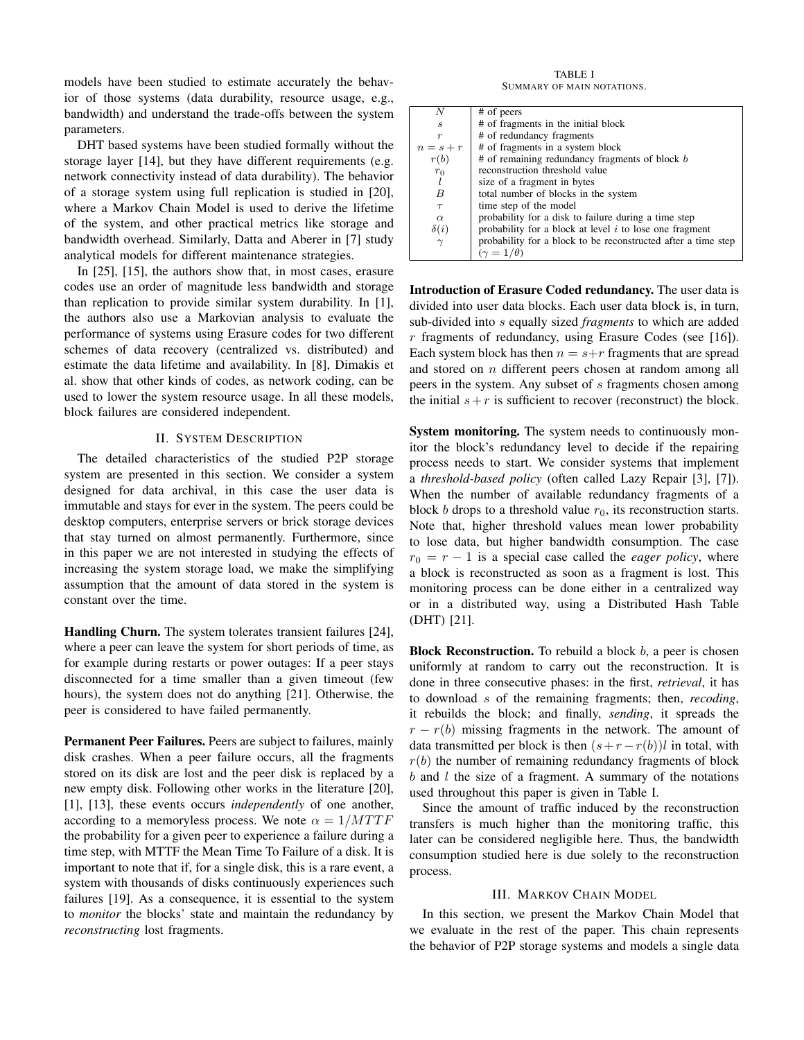models have been studied to estimate accurately the behavior of those systems (data durability, resource usage, e.g., bandwidth) and understand the trade-offs between the system parameters.

DHT based systems have been studied formally without the storage layer [14], but they have different requirements (e.g. network connectivity instead of data durability). The behavior of a storage system using full replication is studied in [20], where a Markov Chain Model is used to derive the lifetime of the system, and other practical metrics like storage and bandwidth overhead. Similarly, Datta and Aberer in [7] study analytical models for different maintenance strategies.

In [25], [15], the authors show that, in most cases, erasure codes use an order of magnitude less bandwidth and storage than replication to provide similar system durability. In [1], the authors also use a Markovian analysis to evaluate the performance of systems using Erasure codes for two different schemes of data recovery (centralized vs. distributed) and estimate the data lifetime and availability. In [8], Dimakis et al. show that other kinds of codes, as network coding, can be used to lower the system resource usage. In all these models, block failures are considered independent.

## II. System Description

The detailed characteristics of the studied P2P storage system are presented in this section. We consider a system designed for data archival, in this case the user data is immutable and stays for ever in the system. The peers could be desktop computers, enterprise servers or brick storage devices that stay turned on almost permanently. Furthermore, since in this paper we are not interested in studying the effects of increasing the system storage load, we make the simplifying assumption that the amount of data stored in the system is constant over the time.

**Handling Churn.** The system tolerates transient failures [24], where a peer can leave the system for short periods of time, as for example during restarts or power outages: If a peer stays disconnected for a time smaller than a given timeout (few hours), the system does not do anything [21]. Otherwise, the peer is considered to have failed permanently.

**Permanent Peer Failures.** Peers are subject to failures, mainly disk crashes. When a peer failure occurs, all the fragments stored on its disk are lost and the peer disk is replaced by a new empty disk. Following other works in the literature [20], [1], [13], these events occurs *independently* of one another, according to a memoryless process. We note $\alpha = 1/MTTF$ the probability for a given peer to experience a failure during a time step, with MTTF the Mean Time To Failure of a disk. It is important to note that if, for a single disk, this is a rare event, a system with thousands of disks continuously experiences such failures [19]. As a consequence, it is essential to the system to *monitor* the blocks' state and maintain the redundancy by *reconstructing* lost fragments.

TABLE I
Summary of main notations.

| | |
|---|---|
| $N$ | # of peers |
| $s$ | # of fragments in the initial block |
| $r$ | # of redundancy fragments |
| $n = s + r$ | # of fragments in a system block |
| $r(b)$ | # of remaining redundancy fragments of block $b$ |
| $r_0$ | reconstruction threshold value |
| $l$ | size of a fragment in bytes |
| $B$ | total number of blocks in the system |
| $\tau$ | time step of the model |
| $\alpha$ | probability for a disk to failure during a time step |
| $\delta(i)$ | probability for a block at level $i$ to lose one fragment |
| $\gamma$ | probability for a block to be reconstructed after a time step ($\gamma = 1/\theta$) |

**Introduction of Erasure Coded redundancy.** The user data is divided into user data blocks. Each user data block is, in turn, sub-divided into $s$ equally sized *fragments* to which are added $r$ fragments of redundancy, using Erasure Codes (see [16]). Each system block has then $n = s+r$ fragments that are spread and stored on $n$ different peers chosen at random among all peers in the system. Any subset of $s$ fragments chosen among the initial $s+r$ is sufficient to recover (reconstruct) the block.

**System monitoring.** The system needs to continuously monitor the block's redundancy level to decide if the repairing process needs to start. We consider systems that implement a *threshold-based policy* (often called Lazy Repair [3], [7]). When the number of available redundancy fragments of a block $b$ drops to a threshold value $r_0$, its reconstruction starts. Note that, higher threshold values mean lower probability to lose data, but higher bandwidth consumption. The case $r_0 = r - 1$ is a special case called the *eager policy*, where a block is reconstructed as soon as a fragment is lost. This monitoring process can be done either in a centralized way or in a distributed way, using a Distributed Hash Table (DHT) [21].

**Block Reconstruction.** To rebuild a block $b$, a peer is chosen uniformly at random to carry out the reconstruction. It is done in three consecutive phases: in the first, *retrieval*, it has to download $s$ of the remaining fragments; then, *recoding*, it rebuilds the block; and finally, *sending*, it spreads the $r - r(b)$ missing fragments in the network. The amount of data transmitted per block is then $(s+r-r(b))l$ in total, with $r(b)$ the number of remaining redundancy fragments of block $b$ and $l$ the size of a fragment. A summary of the notations used throughout this paper is given in Table I.

Since the amount of traffic induced by the reconstruction transfers is much higher than the monitoring traffic, this later can be considered negligible here. Thus, the bandwidth consumption studied here is due solely to the reconstruction process.

## III. Markov Chain Model

In this section, we present the Markov Chain Model that we evaluate in the rest of the paper. This chain represents the behavior of P2P storage systems and models a single data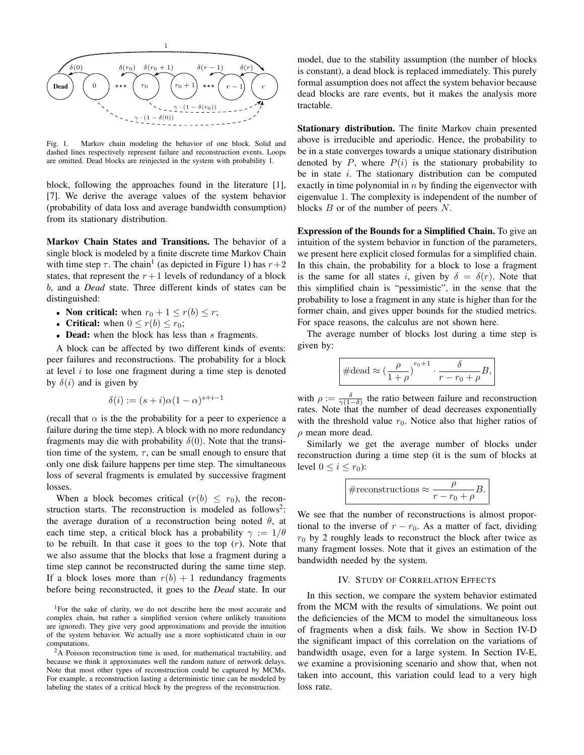Fig. 1. Markov chain modeling the behavior of one block. Solid and dashed lines respectively represent failure and reconstruction events. Loops are omitted. Dead blocks are reinjected in the system with probability 1.

block, following the approaches found in the literature [1], [7]. We derive the average values of the system behavior (probability of data loss and average bandwidth consumption) from its stationary distribution.

**Markov Chain States and Transitions.** The behavior of a single block is modeled by a finite discrete time Markov Chain with time step $\tau$. The chain[1] (as depicted in Figure 1) has $r+2$ states, that represent the $r+1$ levels of redundancy of a block $b$, and a *Dead* state. Three different kinds of states can be distinguished:

- **Non critical:** when $r_0 + 1 \leq r(b) \leq r$;
- **Critical:** when $0 \leq r(b) \leq r_0$;
- **Dead:** when the block has less than $s$ fragments.

A block can be affected by two different kinds of events: peer failures and reconstructions. The probability for a block at level $i$ to lose one fragment during a time step is denoted by $\delta(i)$ and is given by

$$\delta(i) := (s+i)\alpha(1-\alpha)^{s+i-1}$$

(recall that $\alpha$ is the the probability for a peer to experience a failure during the time step). A block with no more redundancy fragments may die with probability $\delta(0)$. Note that the transition time of the system, $\tau$, can be small enough to ensure that only one disk failure happens per time step. The simultaneous loss of several fragments is emulated by successive fragment losses.

When a block becomes critical ($r(b) \leq r_0$), the reconstruction starts. The reconstruction is modeled as follows[2]: the average duration of a reconstruction being noted $\theta$, at each time step, a critical block has a probability $\gamma := 1/\theta$ to be rebuilt. In that case it goes to the top ($r$). Note that we also assume that the blocks that lose a fragment during a time step cannot be reconstructed during the same time step. If a block loses more than $r(b) + 1$ redundancy fragments before being reconstructed, it goes to the *Dead* state. In our model, due to the stability assumption (the number of blocks is constant), a dead block is replaced immediately. This purely formal assumption does not affect the system behavior because dead blocks are rare events, but it makes the analysis more tractable.

**Stationary distribution.** The finite Markov chain presented above is irreducible and aperiodic. Hence, the probability to be in a state converges towards a unique stationary distribution denoted by $P$, where $P(i)$ is the stationary probability to be in state $i$. The stationary distribution can be computed exactly in time polynomial in $n$ by finding the eigenvector with eigenvalue 1. The complexity is independent of the number of blocks $B$ or of the number of peers $N$.

**Expression of the Bounds for a Simplified Chain.** To give an intuition of the system behavior in function of the parameters, we present here explicit closed formulas for a simplified chain. In this chain, the probability for a block to lose a fragment is the same for all states $i$, given by $\delta = \delta(r)$. Note that this simplified chain is "pessimistic", in the sense that the probability to lose a fragment in any state is higher than for the former chain, and gives upper bounds for the studied metrics. For space reasons, the calculus are not shown here.

The average number of blocks lost during a time step is given by:

$$\#\text{dead} \approx \left(\frac{\rho}{1+\rho}\right)^{r_0+1} \cdot \frac{\delta}{r - r_0 + \rho} B,$$

with $\rho := \frac{\delta}{\gamma(1-\delta)}$ the ratio between failure and reconstruction rates. Note that the number of dead decreases exponentially with the threshold value $r_0$. Notice also that higher ratios of $\rho$ mean more dead.

Similarly we get the average number of blocks under reconstruction during a time step (it is the sum of blocks at level $0 \leq i \leq r_0$):

$$\#\text{reconstructions} \approx \frac{\rho}{r - r_0 + \rho} B.$$

We see that the number of reconstructions is almost proportional to the inverse of $r - r_0$. As a matter of fact, dividing $r_0$ by 2 roughly leads to reconstruct the block after twice as many fragment losses. Note that it gives an estimation of the bandwidth needed by the system.

## IV. Study of Correlation Effects

In this section, we compare the system behavior estimated from the MCM with the results of simulations. We point out the deficiencies of the MCM to model the simultaneous loss of fragments when a disk fails. We show in Section IV-D the significant impact of this correlation on the variations of bandwidth usage, even for a large system. In Section IV-E, we examine a provisioning scenario and show that, when not taken into account, this variation could lead to a very high loss rate.

---

[1] For the sake of clarity, we do not describe here the most accurate and complex chain, but rather a simplified version (where unlikely transitions are ignored). They give very good approximations and provide the intuition of the system behavior. We actually use a more sophisticated chain in our computations.

[2] A Poisson reconstruction time is used, for mathematical tractability, and because we think it approximates well the random nature of network delays. Note that most other types of reconstruction could be captured by MCMs. For example, a reconstruction lasting a deterministic time can be modeled by labeling the states of a critical block by the progress of the reconstruction.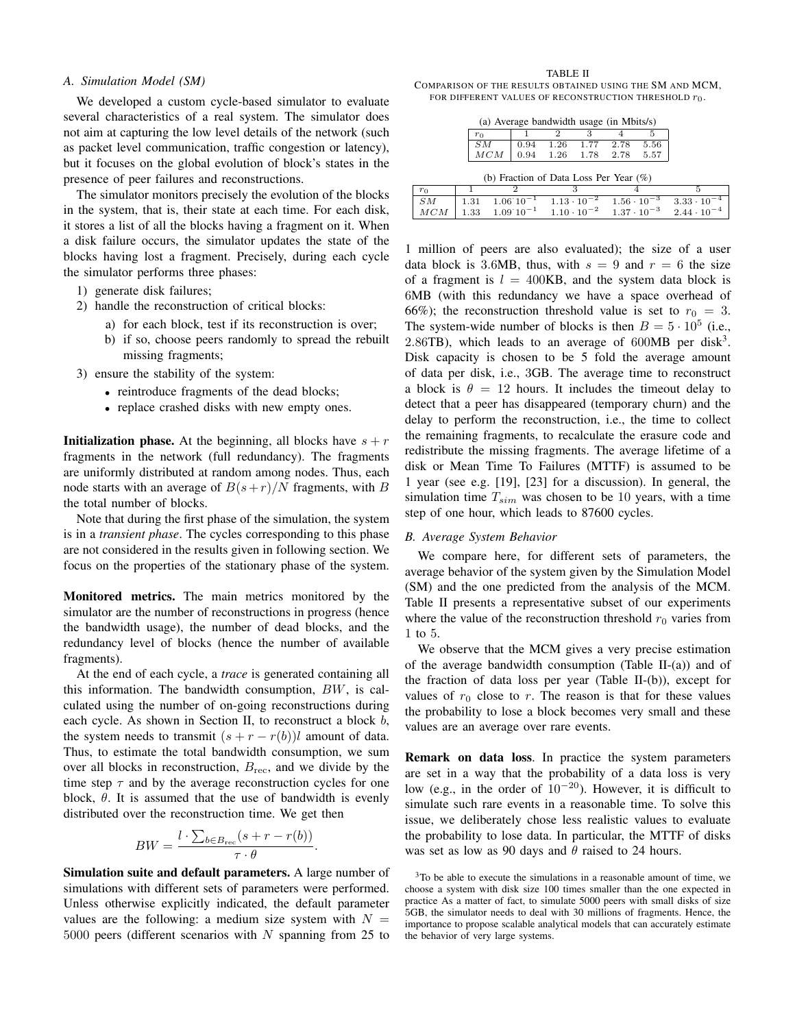### A. Simulation Model (SM)

We developed a custom cycle-based simulator to evaluate several characteristics of a real system. The simulator does not aim at capturing the low level details of the network (such as packet level communication, traffic congestion or latency), but it focuses on the global evolution of block's states in the presence of peer failures and reconstructions.

The simulator monitors precisely the evolution of the blocks in the system, that is, their state at each time. For each disk, it stores a list of all the blocks having a fragment on it. When a disk failure occurs, the simulator updates the state of the blocks having lost a fragment. Precisely, during each cycle the simulator performs three phases:

1) generate disk failures;
2) handle the reconstruction of critical blocks:
   a) for each block, test if its reconstruction is over;
   b) if so, choose peers randomly to spread the rebuilt missing fragments;
3) ensure the stability of the system:
   - reintroduce fragments of the dead blocks;
   - replace crashed disks with new empty ones.

**Initialization phase.** At the beginning, all blocks have $s+r$ fragments in the network (full redundancy). The fragments are uniformly distributed at random among nodes. Thus, each node starts with an average of $B(s+r)/N$ fragments, with $B$ the total number of blocks.

Note that during the first phase of the simulation, the system is in a *transient phase*. The cycles corresponding to this phase are not considered in the results given in following section. We focus on the properties of the stationary phase of the system.

**Monitored metrics.** The main metrics monitored by the simulator are the number of reconstructions in progress (hence the bandwidth usage), the number of dead blocks, and the redundancy level of blocks (hence the number of available fragments).

At the end of each cycle, a *trace* is generated containing all this information. The bandwidth consumption, $BW$, is calculated using the number of on-going reconstructions during each cycle. As shown in Section II, to reconstruct a block $b$, the system needs to transmit $(s+r-r(b))l$ amount of data. Thus, to estimate the total bandwidth consumption, we sum over all blocks in reconstruction, $B_{\text{rec}}$, and we divide by the time step $\tau$ and by the average reconstruction cycles for one block, $\theta$. It is assumed that the use of bandwidth is evenly distributed over the reconstruction time. We get then

$$BW = \frac{l \cdot \sum_{b \in B_{\text{rec}}}(s+r-r(b))}{\tau \cdot \theta}.$$

**Simulation suite and default parameters.** A large number of simulations with different sets of parameters were performed. Unless otherwise explicitly indicated, the default parameter values are the following: a medium size system with $N = 5000$ peers (different scenarios with $N$ spanning from 25 to 1 million of peers are also evaluated); the size of a user data block is 3.6MB, thus, with $s=9$ and $r=6$ the size of a fragment is $l = 400$KB, and the system data block is 6MB (with this redundancy we have a space overhead of 66%); the reconstruction threshold value is set to $r_0 = 3$. The system-wide number of blocks is then $B = 5 \cdot 10^5$ (i.e., 2.86TB), which leads to an average of 600MB per disk[3]. Disk capacity is chosen to be 5 fold the average amount of data per disk, i.e., 3GB. The average time to reconstruct a block is $\theta = 12$ hours. It includes the timeout delay to detect that a peer has disappeared (temporary churn) and the delay to perform the reconstruction, i.e., the time to collect the remaining fragments, to recalculate the erasure code and redistribute the missing fragments. The average lifetime of a disk or Mean Time To Failures (MTTF) is assumed to be 1 year (see e.g. [19], [23] for a discussion). In general, the simulation time $T_{sim}$ was chosen to be 10 years, with a time step of one hour, which leads to 87600 cycles.

TABLE II
COMPARISON OF THE RESULTS OBTAINED USING THE SM AND MCM, FOR DIFFERENT VALUES OF RECONSTRUCTION THRESHOLD $r_0$.

(a) Average bandwidth usage (in Mbits/s)

| $r_0$ | 1 | 2 | 3 | 4 | 5 |
|---|---|---|---|---|---|
| $SM$ | 0.94 | 1.26 | 1.77 | 2.78 | 5.56 |
| $MCM$ | 0.94 | 1.26 | 1.78 | 2.78 | 5.57 |

(b) Fraction of Data Loss Per Year (%)

| $r_0$ | 1 | 2 | 3 | 4 | 5 |
|---|---|---|---|---|---|
| $SM$ | 1.31 | $1.06 \cdot 10^{-1}$ | $1.13 \cdot 10^{-2}$ | $1.56 \cdot 10^{-3}$ | $3.33 \cdot 10^{-4}$ |
| $MCM$ | 1.33 | $1.09 \cdot 10^{-1}$ | $1.10 \cdot 10^{-2}$ | $1.37 \cdot 10^{-3}$ | $2.44 \cdot 10^{-4}$ |

### B. Average System Behavior

We compare here, for different sets of parameters, the average behavior of the system given by the Simulation Model (SM) and the one predicted from the analysis of the MCM. Table II presents a representative subset of our experiments where the value of the reconstruction threshold $r_0$ varies from 1 to 5.

We observe that the MCM gives a very precise estimation of the average bandwidth consumption (Table II-(a)) and of the fraction of data loss per year (Table II-(b)), except for values of $r_0$ close to $r$. The reason is that for these values the probability to lose a block becomes very small and these values are an average over rare events.

**Remark on data loss**. In practice the system parameters are set in a way that the probability of a data loss is very low (e.g., in the order of $10^{-20}$). However, it is difficult to simulate such rare events in a reasonable time. To solve this issue, we deliberately chose less realistic values to evaluate the probability to lose data. In particular, the MTTF of disks was set as low as 90 days and $\theta$ raised to 24 hours.

[3]To be able to execute the simulations in a reasonable amount of time, we choose a system with disk size 100 times smaller than the one expected in practice As a matter of fact, to simulate 5000 peers with small disks of size 5GB, the simulator needs to deal with 30 millions of fragments. Hence, the importance to propose scalable analytical models that can accurately estimate the behavior of very large systems.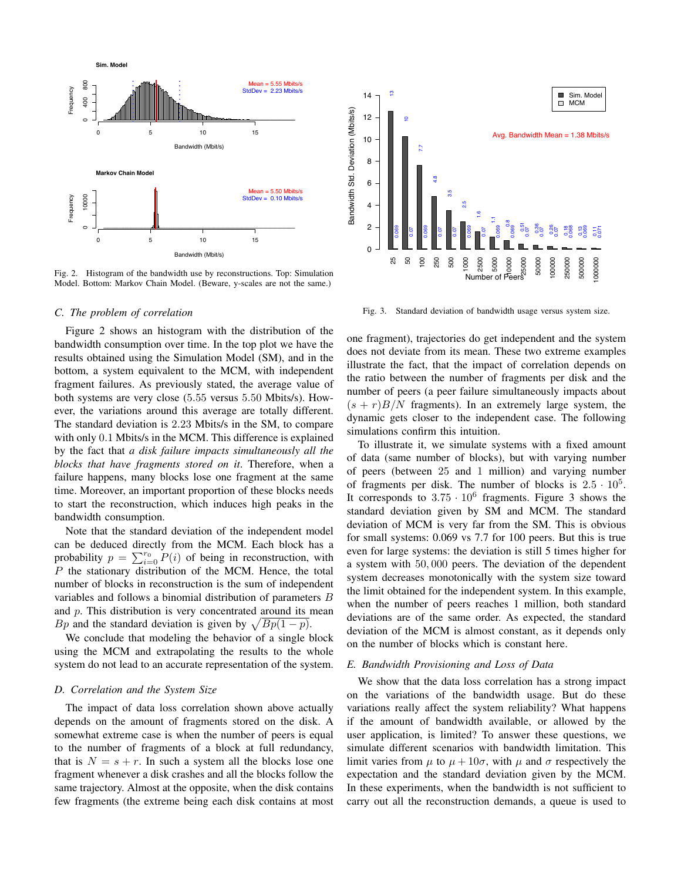Sim. Model

Mean = 5.55 Mbits/s
StdDev = 2.23 Mbits/s

Frequency

0 400 800

0 5 10 15

Bandwidth (Mbit/s)

Markov Chain Model

Mean = 5.50 Mbits/s
StdDev = 0.10 Mbits/s

Frequency

0 10000

0 5 10 15

Bandwidth (Mbit/s)

Fig. 2. Histogram of the bandwidth use by reconstructions. Top: Simulation Model. Bottom: Markov Chain Model. (Beware, y-scales are not the same.)

Sim. Model
MCM

Avg. Bandwidth Mean = 1.38 Mbits/s

Bandwidth Std. Deviation (Mbits/s)

0 2 4 6 8 10 12 14

13, 10, 7.7, 4.8, 3.5, 2.5, 1.6, 1.1, 0.8, 0.51, 0.36, 0.26, 0.18, 0.13, 0.11

0.069, 0.07, 0.069, 0.07, 0.07, 0.069, 0.07, 0.069, 0.069, 0.07, 0.07, 0.07, 0.068, 0.069, 0.071

25 50 100 250 500 1000 2500 5000 10000 25000 50000 100000 250000 500000 1000000

Number of Peers

Fig. 3. Standard deviation of bandwidth usage versus system size.

### C. The problem of correlation

Figure 2 shows an histogram with the distribution of the bandwidth consumption over time. In the top plot we have the results obtained using the Simulation Model (SM), and in the bottom, a system equivalent to the MCM, with independent fragment failures. As previously stated, the average value of both systems are very close (5.55 versus 5.50 Mbits/s). However, the variations around this average are totally different. The standard deviation is 2.23 Mbits/s in the SM, to compare with only 0.1 Mbits/s in the MCM. This difference is explained by the fact that *a disk failure impacts simultaneously all the blocks that have fragments stored on it*. Therefore, when a failure happens, many blocks lose one fragment at the same time. Moreover, an important proportion of these blocks needs to start the reconstruction, which induces high peaks in the bandwidth consumption.

Note that the standard deviation of the independent model can be deduced directly from the MCM. Each block has a probability $p = \sum_{i=0}^{r_0} P(i)$ of being in reconstruction, with $P$ the stationary distribution of the MCM. Hence, the total number of blocks in reconstruction is the sum of independent variables and follows a binomial distribution of parameters $B$ and $p$. This distribution is very concentrated around its mean $Bp$ and the standard deviation is given by $\sqrt{Bp(1-p)}$.

We conclude that modeling the behavior of a single block using the MCM and extrapolating the results to the whole system do not lead to an accurate representation of the system.

### D. Correlation and the System Size

The impact of data loss correlation shown above actually depends on the amount of fragments stored on the disk. A somewhat extreme case is when the number of peers is equal to the number of fragments of a block at full redundancy, that is $N = s + r$. In such a system all the blocks lose one fragment whenever a disk crashes and all the blocks follow the same trajectory. Almost at the opposite, when the disk contains few fragments (the extreme being each disk contains at most one fragment), trajectories do get independent and the system does not deviate from its mean. These two extreme examples illustrate the fact, that the impact of correlation depends on the ratio between the number of fragments per disk and the number of peers (a peer failure simultaneously impacts about $(s + r)B/N$ fragments). In an extremely large system, the dynamic gets closer to the independent case. The following simulations confirm this intuition.

To illustrate it, we simulate systems with a fixed amount of data (same number of blocks), but with varying number of peers (between 25 and 1 million) and varying number of fragments per disk. The number of blocks is $2.5 \cdot 10^5$. It corresponds to $3.75 \cdot 10^6$ fragments. Figure 3 shows the standard deviation given by SM and MCM. The standard deviation of MCM is very far from the SM. This is obvious for small systems: 0.069 vs 7.7 for 100 peers. But this is true even for large systems: the deviation is still 5 times higher for a system with 50,000 peers. The deviation of the dependent system decreases monotonically with the system size toward the limit obtained for the independent system. In this example, when the number of peers reaches 1 million, both standard deviations are of the same order. As expected, the standard deviation of the MCM is almost constant, as it depends only on the number of blocks which is constant here.

### E. Bandwidth Provisioning and Loss of Data

We show that the data loss correlation has a strong impact on the variations of the bandwidth usage. But do these variations really affect the system reliability? What happens if the amount of bandwidth available, or allowed by the user application, is limited? To answer these questions, we simulate different scenarios with bandwidth limitation. This limit varies from $\mu$ to $\mu + 10\sigma$, with $\mu$ and $\sigma$ respectively the expectation and the standard deviation given by the MCM. In these experiments, when the bandwidth is not sufficient to carry out all the reconstruction demands, a queue is used to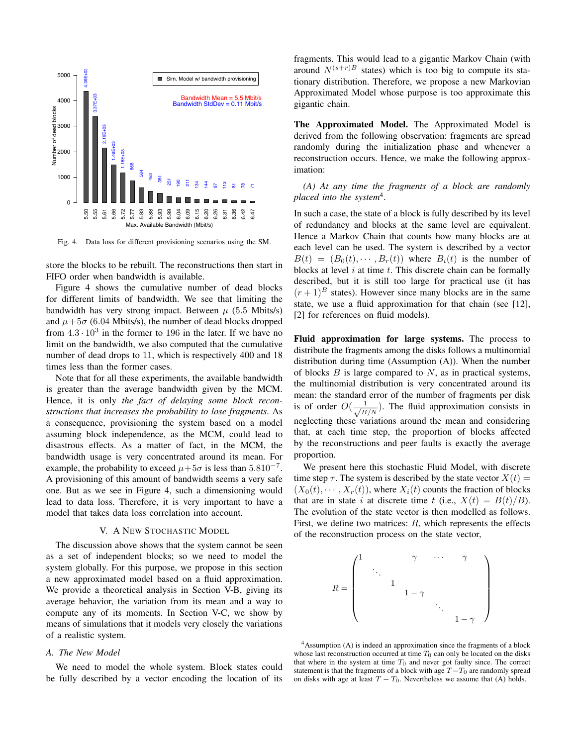Fig. 4. Data loss for different provisioning scenarios using the SM.

store the blocks to be rebuilt. The reconstructions then start in FIFO order when bandwidth is available.

Figure 4 shows the cumulative number of dead blocks for different limits of bandwidth. We see that limiting the bandwidth has very strong impact. Between $\mu$ (5.5 Mbits/s) and $\mu+5\sigma$ (6.04 Mbits/s), the number of dead blocks dropped from $4.3 \cdot 10^3$ in the former to 196 in the later. If we have no limit on the bandwidth, we also computed that the cumulative number of dead drops to 11, which is respectively 400 and 18 times less than the former cases.

Note that for all these experiments, the available bandwidth is greater than the average bandwidth given by the MCM. Hence, it is only *the fact of delaying some block reconstructions that increases the probability to lose fragments*. As a consequence, provisioning the system based on a model assuming block independence, as the MCM, could lead to disastrous effects. As a matter of fact, in the MCM, the bandwidth usage is very concentrated around its mean. For example, the probability to exceed $\mu+5\sigma$ is less than $5.8 10^{-7}$. A provisioning of this amount of bandwidth seems a very safe one. But as we see in Figure 4, such a dimensioning would lead to data loss. Therefore, it is very important to have a model that takes data loss correlation into account.

## V. A New Stochastic Model

The discussion above shows that the system cannot be seen as a set of independent blocks; so we need to model the system globally. For this purpose, we propose in this section a new approximated model based on a fluid approximation. We provide a theoretical analysis in Section V-B, giving its average behavior, the variation from its mean and a way to compute any of its moments. In Section V-C, we show by means of simulations that it models very closely the variations of a realistic system.

### A. The New Model

We need to model the whole system. Block states could be fully described by a vector encoding the location of its fragments. This would lead to a gigantic Markov Chain (with around $N^{(s+r)B}$ states) which is too big to compute its stationary distribution. Therefore, we propose a new Markovian Approximated Model whose purpose is too approximate this gigantic chain.

**The Approximated Model.** The Approximated Model is derived from the following observation: fragments are spread randomly during the initialization phase and whenever a reconstruction occurs. Hence, we make the following approximation:

*(A) At any time the fragments of a block are randomly placed into the system*[4].

In such a case, the state of a block is fully described by its level of redundancy and blocks at the same level are equivalent. Hence a Markov Chain that counts how many blocks are at each level can be used. The system is described by a vector $B(t) = (B_0(t), \cdots, B_r(t))$ where $B_i(t)$ is the number of blocks at level $i$ at time $t$. This discrete chain can be formally described, but it is still too large for practical use (it has $(r+1)^B$ states). However since many blocks are in the same state, we use a fluid approximation for that chain (see [12], [2] for references on fluid models).

**Fluid approximation for large systems.** The process to distribute the fragments among the disks follows a multinomial distribution during time (Assumption (A)). When the number of blocks $B$ is large compared to $N$, as in practical systems, the multinomial distribution is very concentrated around its mean: the standard error of the number of fragments per disk is of order $O(\frac{1}{\sqrt{B/N}})$. The fluid approximation consists in neglecting these variations around the mean and considering that, at each time step, the proportion of blocks affected by the reconstructions and peer faults is exactly the average proportion.

We present here this stochastic Fluid Model, with discrete time step $\tau$. The system is described by the state vector $X(t) = (X_0(t), \cdots, X_r(t))$, where $X_i(t)$ counts the fraction of blocks that are in state $i$ at discrete time $t$ (i.e., $X(t) = B(t)/B$). The evolution of the state vector is then modelled as follows. First, we define two matrices: $R$, which represents the effects of the reconstruction process on the state vector,

$$
R = \begin{pmatrix}
1 & & & \gamma & \cdots & \gamma \\
 & \ddots & & & & \\
 & & 1 & & & \\
 & & & 1-\gamma & & \\
 & & & & \ddots & \\
 & & & & & 1-\gamma
\end{pmatrix}
$$

[4] Assumption (A) is indeed an approximation since the fragments of a block whose last reconstruction occurred at time $T_0$ can only be located on the disks that where in the system at time $T_0$ and never got faulty since. The correct statement is that the fragments of a block with age $T-T_0$ are randomly spread on disks with age at least $T-T_0$. Nevertheless we assume that (A) holds.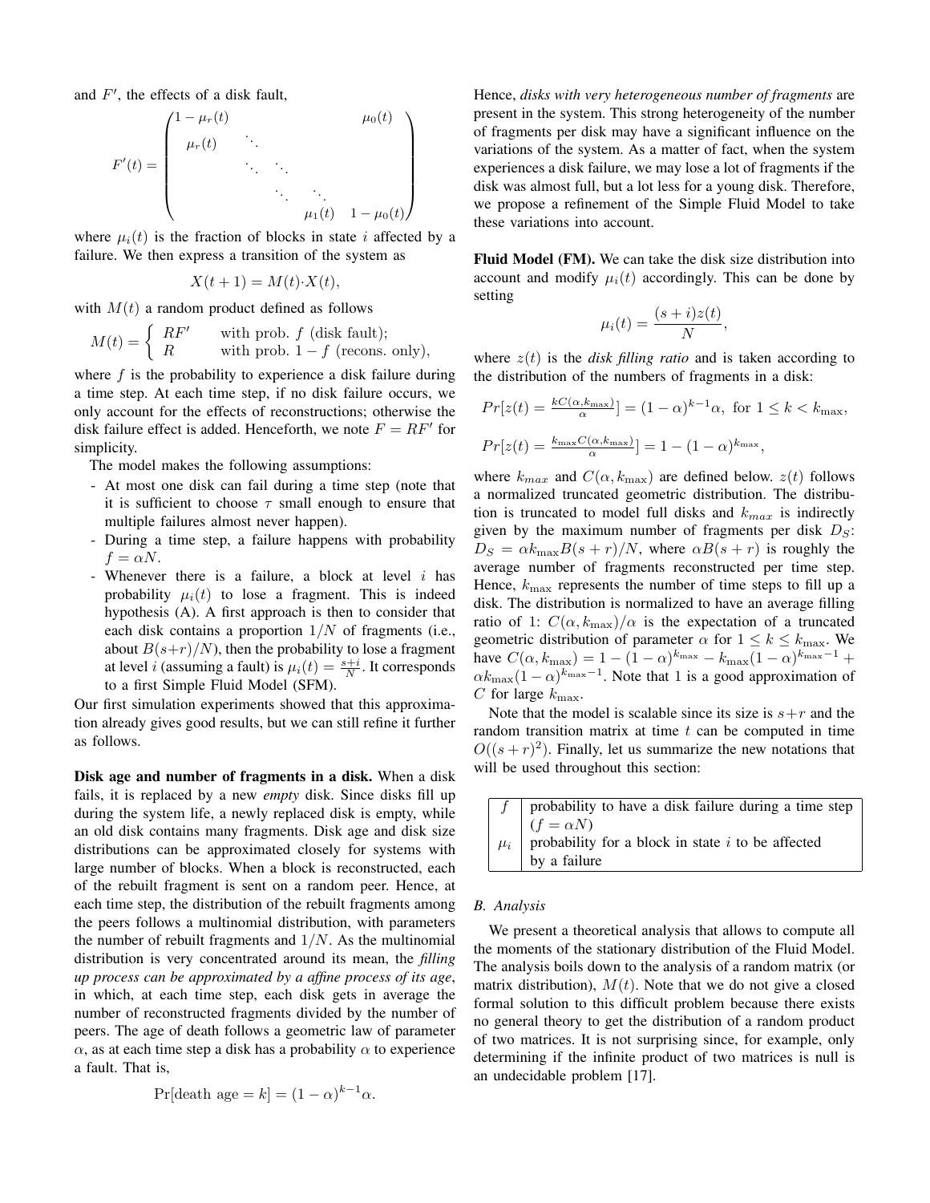and $F'$, the effects of a disk fault,

$$F'(t) = \begin{pmatrix} 1-\mu_r(t) & & & & \mu_0(t) \\ \mu_r(t) & \ddots & & & \\ & \ddots & \ddots & & \\ & & \ddots & \ddots & \\ & & & \mu_1(t) & 1-\mu_0(t) \end{pmatrix}$$

where $\mu_i(t)$ is the fraction of blocks in state $i$ affected by a failure. We then express a transition of the system as

$$X(t+1) = M(t) \cdot X(t),$$

with $M(t)$ a random product defined as follows

$$M(t) = \begin{cases} RF' & \text{with prob. } f \text{ (disk fault);} \\ R & \text{with prob. } 1-f \text{ (recons. only),} \end{cases}$$

where $f$ is the probability to experience a disk failure during a time step. At each time step, if no disk failure occurs, we only account for the effects of reconstructions; otherwise the disk failure effect is added. Henceforth, we note $F = RF'$ for simplicity.

The model makes the following assumptions:

- At most one disk can fail during a time step (note that it is sufficient to choose $\tau$ small enough to ensure that multiple failures almost never happen).
- During a time step, a failure happens with probability $f = \alpha N$.
- Whenever there is a failure, a block at level $i$ has probability $\mu_i(t)$ to lose a fragment. This is indeed hypothesis (A). A first approach is then to consider that each disk contains a proportion $1/N$ of fragments (i.e., about $B(s+r)/N$), then the probability to lose a fragment at level $i$ (assuming a fault) is $\mu_i(t) = \frac{s+i}{N}$. It corresponds to a first Simple Fluid Model (SFM).

Our first simulation experiments showed that this approximation already gives good results, but we can still refine it further as follows.

**Disk age and number of fragments in a disk.** When a disk fails, it is replaced by a new *empty* disk. Since disks fill up during the system life, a newly replaced disk is empty, while an old disk contains many fragments. Disk age and disk size distributions can be approximated closely for systems with large number of blocks. When a block is reconstructed, each of the rebuilt fragment is sent on a random peer. Hence, at each time step, the distribution of the rebuilt fragments among the peers follows a multinomial distribution, with parameters the number of rebuilt fragments and $1/N$. As the multinomial distribution is very concentrated around its mean, the *filling up process can be approximated by a affine process of its age*, in which, at each time step, each disk gets in average the number of reconstructed fragments divided by the number of peers. The age of death follows a geometric law of parameter $\alpha$, as at each time step a disk has a probability $\alpha$ to experience a fault. That is,

$$\Pr[\text{death age} = k] = (1-\alpha)^{k-1}\alpha.$$

Hence, *disks with very heterogeneous number of fragments* are present in the system. This strong heterogeneity of the number of fragments per disk may have a significant influence on the variations of the system. As a matter of fact, when the system experiences a disk failure, we may lose a lot of fragments if the disk was almost full, but a lot less for a young disk. Therefore, we propose a refinement of the Simple Fluid Model to take these variations into account.

**Fluid Model (FM).** We can take the disk size distribution into account and modify $\mu_i(t)$ accordingly. This can be done by setting

$$\mu_i(t) = \frac{(s+i)z(t)}{N},$$

where $z(t)$ is the *disk filling ratio* and is taken according to the distribution of the numbers of fragments in a disk:

$$Pr[z(t) = \tfrac{kC(\alpha,k_{\max})}{\alpha}] = (1-\alpha)^{k-1}\alpha, \text{ for } 1 \leq k < k_{\max},$$

$$Pr[z(t) = \tfrac{k_{\max}C(\alpha,k_{\max})}{\alpha}] = 1-(1-\alpha)^{k_{\max}},$$

where $k_{max}$ and $C(\alpha, k_{\max})$ are defined below. $z(t)$ follows a normalized truncated geometric distribution. The distribution is truncated to model full disks and $k_{max}$ is indirectly given by the maximum number of fragments per disk $D_S$: $D_S = \alpha k_{\max} B(s+r)/N$, where $\alpha B(s+r)$ is roughly the average number of fragments reconstructed per time step. Hence, $k_{\max}$ represents the number of time steps to fill up a disk. The distribution is normalized to have an average filling ratio of 1: $C(\alpha, k_{\max})/\alpha$ is the expectation of a truncated geometric distribution of parameter $\alpha$ for $1 \leq k \leq k_{\max}$. We have $C(\alpha, k_{\max}) = 1-(1-\alpha)^{k_{\max}} - k_{\max}(1-\alpha)^{k_{\max}-1} + \alpha k_{\max}(1-\alpha)^{k_{\max}-1}$. Note that 1 is a good approximation of $C$ for large $k_{\max}$.

Note that the model is scalable since its size is $s+r$ and the random transition matrix at time $t$ can be computed in time $O((s+r)^2)$. Finally, let us summarize the new notations that will be used throughout this section:

| | |
|---|---|
| $f$ | probability to have a disk failure during a time step ($f = \alpha N$) |
| $\mu_i$ | probability for a block in state $i$ to be affected by a failure |

### B. Analysis

We present a theoretical analysis that allows to compute all the moments of the stationary distribution of the Fluid Model. The analysis boils down to the analysis of a random matrix (or matrix distribution), $M(t)$. Note that we do not give a closed formal solution to this difficult problem because there exists no general theory to get the distribution of a random product of two matrices. It is not surprising since, for example, only determining if the infinite product of two matrices is null is an undecidable problem [17].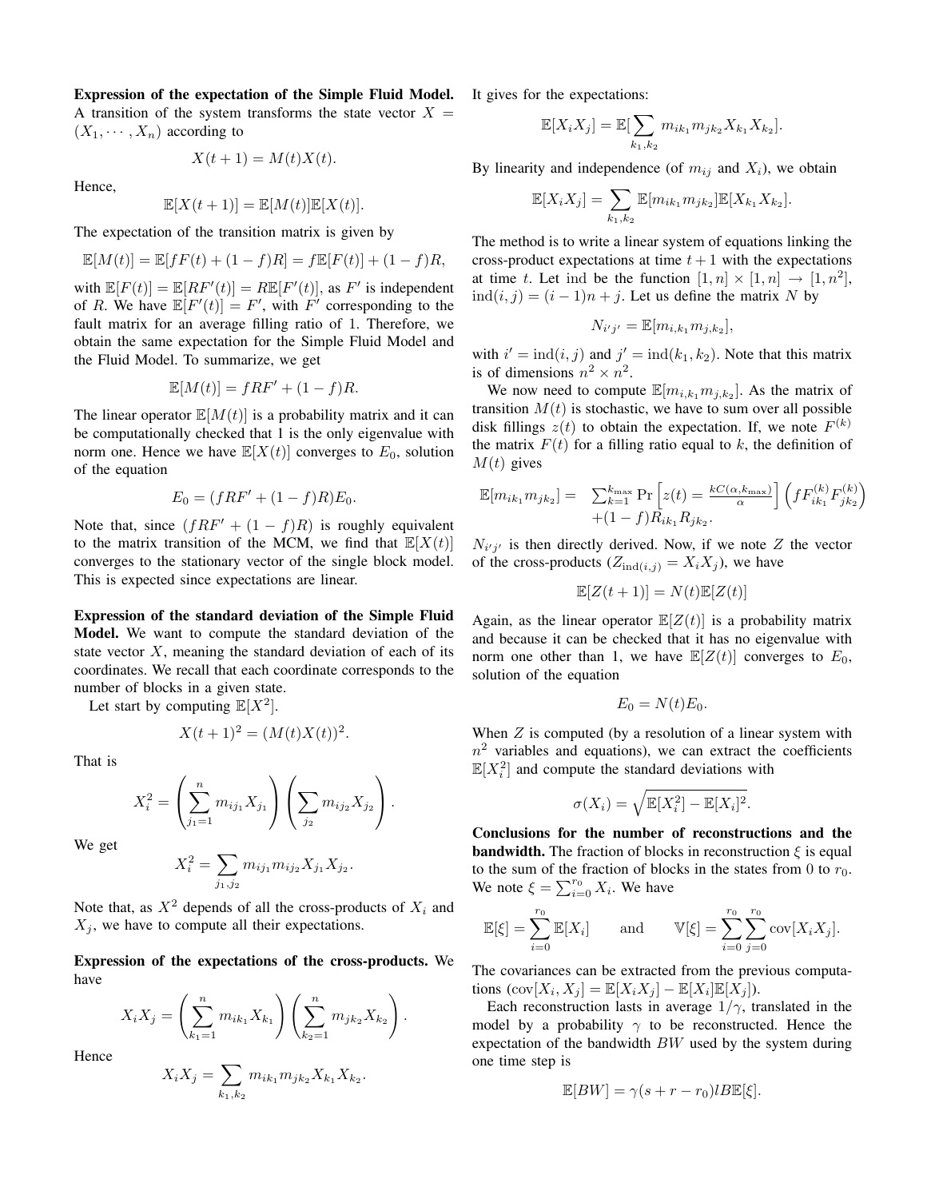**Expression of the expectation of the Simple Fluid Model.** A transition of the system transforms the state vector $X = (X_1, \cdots, X_n)$ according to

$$X(t+1) = M(t)X(t).$$

Hence,

$$\mathbb{E}[X(t+1)] = \mathbb{E}[M(t)]\mathbb{E}[X(t)].$$

The expectation of the transition matrix is given by

$$\mathbb{E}[M(t)] = \mathbb{E}[fF(t) + (1-f)R] = f\mathbb{E}[F(t)] + (1-f)R,$$

with $\mathbb{E}[F(t)] = \mathbb{E}[RF'(t)] = R\mathbb{E}[F'(t)]$, as $F'$ is independent of $R$. We have $\mathbb{E}[F'(t)] = F'$, with $F'$ corresponding to the fault matrix for an average filling ratio of 1. Therefore, we obtain the same expectation for the Simple Fluid Model and the Fluid Model. To summarize, we get

$$\mathbb{E}[M(t)] = fRF' + (1-f)R.$$

The linear operator $\mathbb{E}[M(t)]$ is a probability matrix and it can be computationally checked that 1 is the only eigenvalue with norm one. Hence we have $\mathbb{E}[X(t)]$ converges to $E_0$, solution of the equation

$$E_0 = (fRF' + (1-f)R)E_0.$$

Note that, since $(fRF' + (1-f)R)$ is roughly equivalent to the matrix transition of the MCM, we find that $\mathbb{E}[X(t)]$ converges to the stationary vector of the single block model. This is expected since expectations are linear.

**Expression of the standard deviation of the Simple Fluid Model.** We want to compute the standard deviation of the state vector $X$, meaning the standard deviation of each of its coordinates. We recall that each coordinate corresponds to the number of blocks in a given state.

Let start by computing $\mathbb{E}[X^2]$.

$$X(t+1)^2 = (M(t)X(t))^2.$$

That is

$$X_i^2 = \left(\sum_{j_1=1}^{n} m_{ij_1}X_{j_1}\right)\left(\sum_{j_2} m_{ij_2}X_{j_2}\right).$$

We get

$$X_i^2 = \sum_{j_1,j_2} m_{ij_1}m_{ij_2}X_{j_1}X_{j_2}.$$

Note that, as $X^2$ depends of all the cross-products of $X_i$ and $X_j$, we have to compute all their expectations.

**Expression of the expectations of the cross-products.** We have

$$X_iX_j = \left(\sum_{k_1=1}^{n} m_{ik_1}X_{k_1}\right)\left(\sum_{k_2=1}^{n} m_{jk_2}X_{k_2}\right).$$

Hence

$$X_iX_j = \sum_{k_1,k_2} m_{ik_1}m_{jk_2}X_{k_1}X_{k_2}.$$

It gives for the expectations:

$$\mathbb{E}[X_iX_j] = \mathbb{E}[\sum_{k_1,k_2} m_{ik_1}m_{jk_2}X_{k_1}X_{k_2}].$$

By linearity and independence (of $m_{ij}$ and $X_i$), we obtain

$$\mathbb{E}[X_iX_j] = \sum_{k_1,k_2} \mathbb{E}[m_{ik_1}m_{jk_2}]\mathbb{E}[X_{k_1}X_{k_2}].$$

The method is to write a linear system of equations linking the cross-product expectations at time $t+1$ with the expectations at time $t$. Let ind be the function $[1,n]\times[1,n] \rightarrow [1,n^2]$, $\mathrm{ind}(i,j) = (i-1)n + j$. Let us define the matrix $N$ by

$$N_{i'j'} = \mathbb{E}[m_{i,k_1}m_{j,k_2}],$$

with $i' = \mathrm{ind}(i,j)$ and $j' = \mathrm{ind}(k_1,k_2)$. Note that this matrix is of dimensions $n^2 \times n^2$.

We now need to compute $\mathbb{E}[m_{i,k_1}m_{j,k_2}]$. As the matrix of transition $M(t)$ is stochastic, we have to sum over all possible disk fillings $z(t)$ to obtain the expectation. If, we note $F^{(k)}$ the matrix $F(t)$ for a filling ratio equal to $k$, the definition of $M(t)$ gives

$$\begin{aligned}\mathbb{E}[m_{ik_1}m_{jk_2}] = \;& \sum_{k=1}^{k_{\max}} \Pr\left[z(t) = \tfrac{kC(\alpha,k_{\max})}{\alpha}\right]\left(fF_{ik_1}^{(k)}F_{jk_2}^{(k)}\right) \\ & +(1-f)R_{ik_1}R_{jk_2}.\end{aligned}$$

$N_{i'j'}$ is then directly derived. Now, if we note $Z$ the vector of the cross-products ($Z_{\mathrm{ind}(i,j)} = X_iX_j$), we have

$$\mathbb{E}[Z(t+1)] = N(t)\mathbb{E}[Z(t)]$$

Again, as the linear operator $\mathbb{E}[Z(t)]$ is a probability matrix and because it can be checked that it has no eigenvalue with norm one other than 1, we have $\mathbb{E}[Z(t)]$ converges to $E_0$, solution of the equation

$$E_0 = N(t)E_0.$$

When $Z$ is computed (by a resolution of a linear system with $n^2$ variables and equations), we can extract the coefficients $\mathbb{E}[X_i^2]$ and compute the standard deviations with

$$\sigma(X_i) = \sqrt{\mathbb{E}[X_i^2] - \mathbb{E}[X_i]^2}.$$

**Conclusions for the number of reconstructions and the bandwidth.** The fraction of blocks in reconstruction $\xi$ is equal to the sum of the fraction of blocks in the states from 0 to $r_0$. We note $\xi = \sum_{i=0}^{r_0} X_i$. We have

$$\mathbb{E}[\xi] = \sum_{i=0}^{r_0}\mathbb{E}[X_i] \qquad \text{and} \qquad \mathbb{V}[\xi] = \sum_{i=0}^{r_0}\sum_{j=0}^{r_0}\mathrm{cov}[X_iX_j].$$

The covariances can be extracted from the previous computations ($\mathrm{cov}[X_i, X_j] = \mathbb{E}[X_iX_j] - \mathbb{E}[X_i]\mathbb{E}[X_j]$).

Each reconstruction lasts in average $1/\gamma$, translated in the model by a probability $\gamma$ to be reconstructed. Hence the expectation of the bandwidth $BW$ used by the system during one time step is

$$\mathbb{E}[BW] = \gamma(s + r - r_0)lB\mathbb{E}[\xi].$$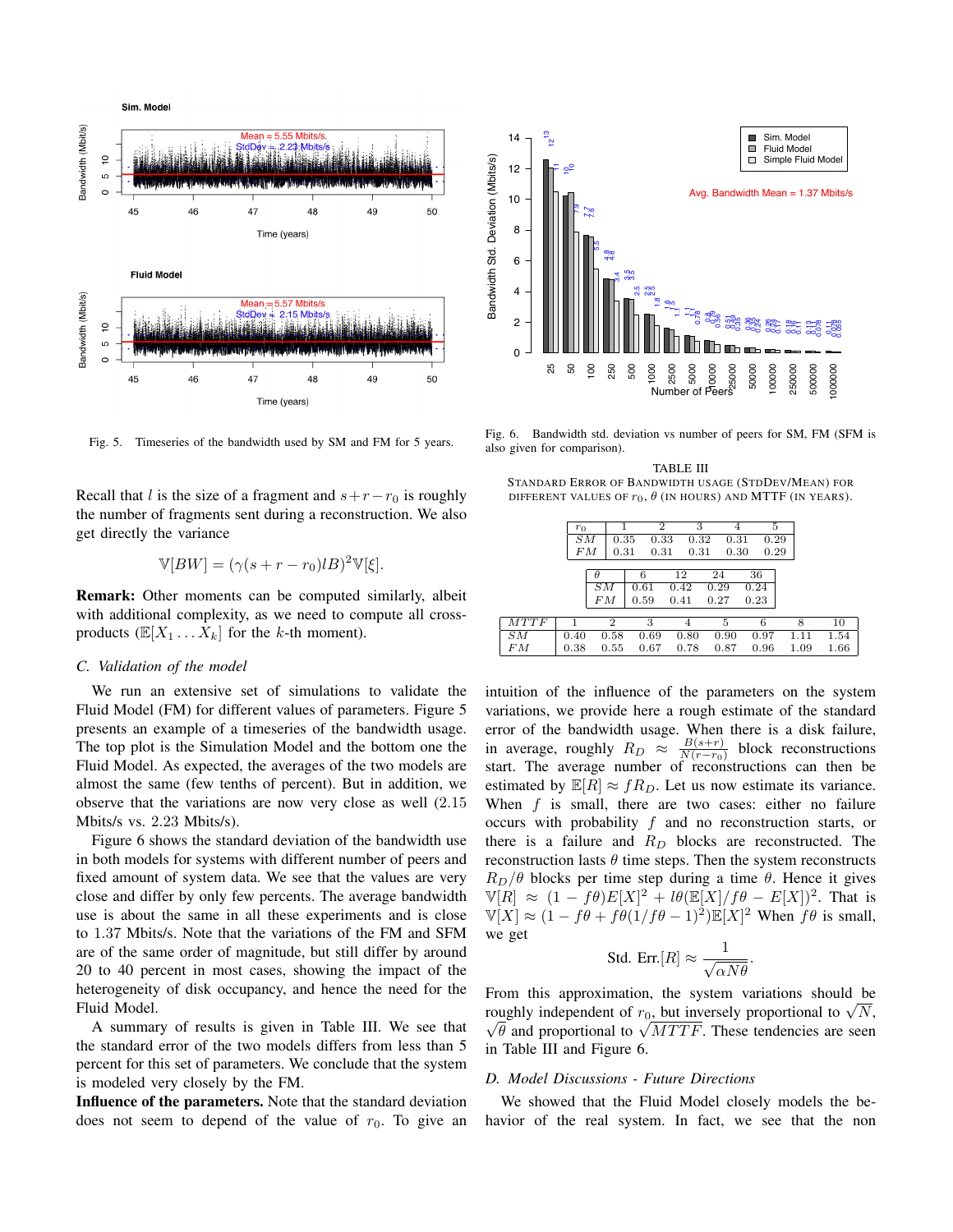Fig. 5. Timeseries of the bandwidth used by SM and FM for 5 years.

Fig. 6. Bandwidth std. deviation vs number of peers for SM, FM (SFM is also given for comparison).

Recall that $l$ is the size of a fragment and $s+r-r_0$ is roughly the number of fragments sent during a reconstruction. We also get directly the variance

$$\mathbb{V}[BW] = (\gamma(s+r-r_0)lB)^2\mathbb{V}[\xi].$$

**Remark:** Other moments can be computed similarly, albeit with additional complexity, as we need to compute all cross-products ($\mathbb{E}[X_1 \dots X_k]$ for the $k$-th moment).

### C. Validation of the model

We run an extensive set of simulations to validate the Fluid Model (FM) for different values of parameters. Figure 5 presents an example of a timeseries of the bandwidth usage. The top plot is the Simulation Model and the bottom one the Fluid Model. As expected, the averages of the two models are almost the same (few tenths of percent). But in addition, we observe that the variations are now very close as well (2.15 Mbits/s vs. 2.23 Mbits/s).

Figure 6 shows the standard deviation of the bandwidth use in both models for systems with different number of peers and fixed amount of system data. We see that the values are very close and differ by only few percents. The average bandwidth use is about the same in all these experiments and is close to 1.37 Mbits/s. Note that the variations of the FM and SFM are of the same order of magnitude, but still differ by around 20 to 40 percent in most cases, showing the impact of the heterogeneity of disk occupancy, and hence the need for the Fluid Model.

A summary of results is given in Table III. We see that the standard error of the two models differs from less than 5 percent for this set of parameters. We conclude that the system is modeled very closely by the FM.

**Influence of the parameters.** Note that the standard deviation does not seem to depend of the value of $r_0$. To give an intuition of the influence of the parameters on the system variations, we provide here a rough estimate of the standard error of the bandwidth usage. When there is a disk failure, in average, roughly $R_D \approx \frac{B(s+r)}{N(r-r_0)}$ block reconstructions start. The average number of reconstructions can then be estimated by $\mathbb{E}[R] \approx fR_D$. Let us now estimate its variance. When $f$ is small, there are two cases: either no failure occurs with probability $f$ and no reconstruction starts, or there is a failure and $R_D$ blocks are reconstructed. The reconstruction lasts $\theta$ time steps. Then the system reconstructs $R_D/\theta$ blocks per time step during a time $\theta$. Hence it gives $\mathbb{V}[R] \approx (1-f\theta)E[X]^2 + l\theta(\mathbb{E}[X]/f\theta - E[X])^2$. That is $\mathbb{V}[X] \approx (1 - f\theta + f\theta(1/f\theta - 1)^2)\mathbb{E}[X]^2$ When $f\theta$ is small, we get

$$\text{Std. Err.}[R] \approx \frac{1}{\sqrt{\alpha N\theta}}.$$

From this approximation, the system variations should be roughly independent of $r_0$, but inversely proportional to $\sqrt{N}$, $\sqrt{\theta}$ and proportional to $\sqrt{MTTF}$. These tendencies are seen in Table III and Figure 6.

TABLE III
STANDARD ERROR OF BANDWIDTH USAGE (STDDEV/MEAN) FOR DIFFERENT VALUES OF $r_0$, $\theta$ (IN HOURS) AND MTTF (IN YEARS).

| $r_0$ | 1 | 2 | 3 | 4 | 5 |
|---|---|---|---|---|---|
| $SM$ | 0.35 | 0.33 | 0.32 | 0.31 | 0.29 |
| $FM$ | 0.31 | 0.31 | 0.31 | 0.30 | 0.29 |

| $\theta$ | 6 | 12 | 24 | 36 |
|---|---|---|---|---|
| $SM$ | 0.61 | 0.42 | 0.29 | 0.24 |
| $FM$ | 0.59 | 0.41 | 0.27 | 0.23 |

| $MTTF$ | 1 | 2 | 3 | 4 | 5 | 6 | 8 | 10 |
|---|---|---|---|---|---|---|---|---|
| $SM$ | 0.40 | 0.58 | 0.69 | 0.80 | 0.90 | 0.97 | 1.11 | 1.54 |
| $FM$ | 0.38 | 0.55 | 0.67 | 0.78 | 0.87 | 0.96 | 1.09 | 1.66 |

### D. Model Discussions - Future Directions

We showed that the Fluid Model closely models the behavior of the real system. In fact, we see that the non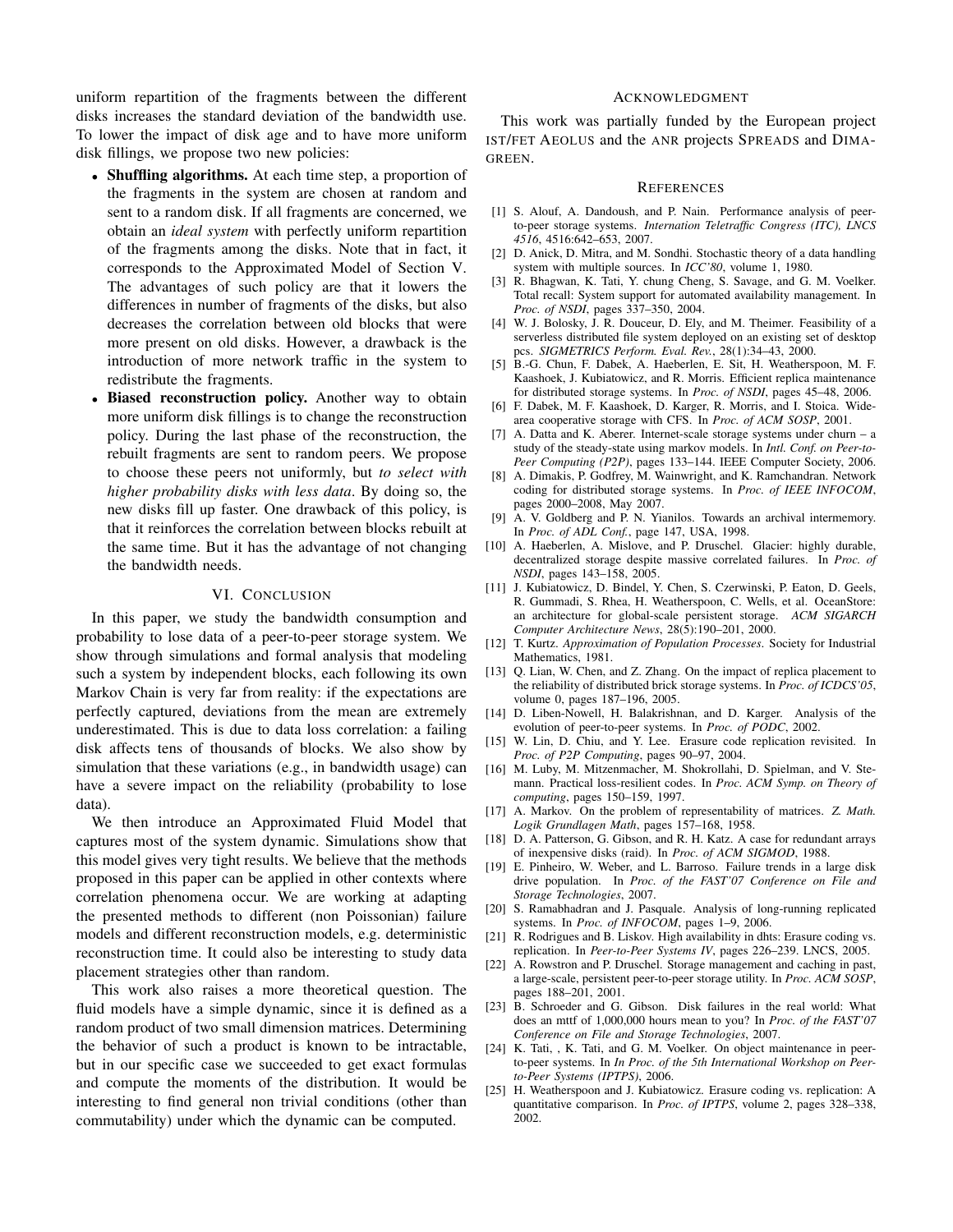uniform repartition of the fragments between the different disks increases the standard deviation of the bandwidth use. To lower the impact of disk age and to have more uniform disk fillings, we propose two new policies:

- **Shuffling algorithms.** At each time step, a proportion of the fragments in the system are chosen at random and sent to a random disk. If all fragments are concerned, we obtain an *ideal system* with perfectly uniform repartition of the fragments among the disks. Note that in fact, it corresponds to the Approximated Model of Section V. The advantages of such policy are that it lowers the differences in number of fragments of the disks, but also decreases the correlation between old blocks that were more present on old disks. However, a drawback is the introduction of more network traffic in the system to redistribute the fragments.
- **Biased reconstruction policy.** Another way to obtain more uniform disk fillings is to change the reconstruction policy. During the last phase of the reconstruction, the rebuilt fragments are sent to random peers. We propose to choose these peers not uniformly, but *to select with higher probability disks with less data*. By doing so, the new disks fill up faster. One drawback of this policy, is that it reinforces the correlation between blocks rebuilt at the same time. But it has the advantage of not changing the bandwidth needs.

## VI. Conclusion

In this paper, we study the bandwidth consumption and probability to lose data of a peer-to-peer storage system. We show through simulations and formal analysis that modeling such a system by independent blocks, each following its own Markov Chain is very far from reality: if the expectations are perfectly captured, deviations from the mean are extremely underestimated. This is due to data loss correlation: a failing disk affects tens of thousands of blocks. We also show by simulation that these variations (e.g., in bandwidth usage) can have a severe impact on the reliability (probability to lose data).

We then introduce an Approximated Fluid Model that captures most of the system dynamic. Simulations show that this model gives very tight results. We believe that the methods proposed in this paper can be applied in other contexts where correlation phenomena occur. We are working at adapting the presented methods to different (non Poissonian) failure models and different reconstruction models, e.g. deterministic reconstruction time. It could also be interesting to study data placement strategies other than random.

This work also raises a more theoretical question. The fluid models have a simple dynamic, since it is defined as a random product of two small dimension matrices. Determining the behavior of such a product is known to be intractable, but in our specific case we succeeded to get exact formulas and compute the moments of the distribution. It would be interesting to find general non trivial conditions (other than commutability) under which the dynamic can be computed.

## Acknowledgment

This work was partially funded by the European project IST/FET AEOLUS and the ANR projects SPREADS and DIMAGREEN.

## References

[1] S. Alouf, A. Dandoush, and P. Nain. Performance analysis of peer-to-peer storage systems. *Internation Teletraffic Congress (ITC), LNCS 4516*, 4516:642–653, 2007.

[2] D. Anick, D. Mitra, and M. Sondhi. Stochastic theory of a data handling system with multiple sources. In *ICC'80*, volume 1, 1980.

[3] R. Bhagwan, K. Tati, Y. chung Cheng, S. Savage, and G. M. Voelker. Total recall: System support for automated availability management. In *Proc. of NSDI*, pages 337–350, 2004.

[4] W. J. Bolosky, J. R. Douceur, D. Ely, and M. Theimer. Feasibility of a serverless distributed file system deployed on an existing set of desktop pcs. *SIGMETRICS Perform. Eval. Rev.*, 28(1):34–43, 2000.

[5] B.-G. Chun, F. Dabek, A. Haeberlen, E. Sit, H. Weatherspoon, M. F. Kaashoek, J. Kubiatowicz, and R. Morris. Efficient replica maintenance for distributed storage systems. In *Proc. of NSDI*, pages 45–48, 2006.

[6] F. Dabek, M. F. Kaashoek, D. Karger, R. Morris, and I. Stoica. Wide-area cooperative storage with CFS. In *Proc. of ACM SOSP*, 2001.

[7] A. Datta and K. Aberer. Internet-scale storage systems under churn – a study of the steady-state using markov models. In *Intl. Conf. on Peer-to-Peer Computing (P2P)*, pages 133–144. IEEE Computer Society, 2006.

[8] A. Dimakis, P. Godfrey, M. Wainwright, and K. Ramchandran. Network coding for distributed storage systems. In *Proc. of IEEE INFOCOM*, pages 2000–2008, May 2007.

[9] A. V. Goldberg and P. N. Yianilos. Towards an archival intermemory. In *Proc. of ADL Conf.*, page 147, USA, 1998.

[10] A. Haeberlen, A. Mislove, and P. Druschel. Glacier: highly durable, decentralized storage despite massive correlated failures. In *Proc. of NSDI*, pages 143–158, 2005.

[11] J. Kubiatowicz, D. Bindel, Y. Chen, S. Czerwinski, P. Eaton, D. Geels, R. Gummadi, S. Rhea, H. Weatherspoon, C. Wells, et al. OceanStore: an architecture for global-scale persistent storage. *ACM SIGARCH Computer Architecture News*, 28(5):190–201, 2000.

[12] T. Kurtz. *Approximation of Population Processes*. Society for Industrial Mathematics, 1981.

[13] Q. Lian, W. Chen, and Z. Zhang. On the impact of replica placement to the reliability of distributed brick storage systems. In *Proc. of ICDCS'05*, volume 0, pages 187–196, 2005.

[14] D. Liben-Nowell, H. Balakrishnan, and D. Karger. Analysis of the evolution of peer-to-peer systems. In *Proc. of PODC*, 2002.

[15] W. Lin, D. Chiu, and Y. Lee. Erasure code replication revisited. In *Proc. of P2P Computing*, pages 90–97, 2004.

[16] M. Luby, M. Mitzenmacher, M. Shokrollahi, D. Spielman, and V. Stemann. Practical loss-resilient codes. In *Proc. ACM Symp. on Theory of computing*, pages 150–159, 1997.

[17] A. Markov. On the problem of representability of matrices. *Z. Math. Logik Grundlagen Math*, pages 157–168, 1958.

[18] D. A. Patterson, G. Gibson, and R. H. Katz. A case for redundant arrays of inexpensive disks (raid). In *Proc. of ACM SIGMOD*, 1988.

[19] E. Pinheiro, W. Weber, and L. Barroso. Failure trends in a large disk drive population. In *Proc. of the FAST'07 Conference on File and Storage Technologies*, 2007.

[20] S. Ramabhadran and J. Pasquale. Analysis of long-running replicated systems. In *Proc. of INFOCOM*, pages 1–9, 2006.

[21] R. Rodrigues and B. Liskov. High availability in dhts: Erasure coding vs. replication. In *Peer-to-Peer Systems IV*, pages 226–239. LNCS, 2005.

[22] A. Rowstron and P. Druschel. Storage management and caching in past, a large-scale, persistent peer-to-peer storage utility. In *Proc. ACM SOSP*, pages 188–201, 2001.

[23] B. Schroeder and G. Gibson. Disk failures in the real world: What does an mttf of 1,000,000 hours mean to you? In *Proc. of the FAST'07 Conference on File and Storage Technologies*, 2007.

[24] K. Tati, , K. Tati, and G. M. Voelker. On object maintenance in peer-to-peer systems. In *In Proc. of the 5th International Workshop on Peer-to-Peer Systems (IPTPS)*, 2006.

[25] H. Weatherspoon and J. Kubiatowicz. Erasure coding vs. replication: A quantitative comparison. In *Proc. of IPTPS*, volume 2, pages 328–338, 2002.